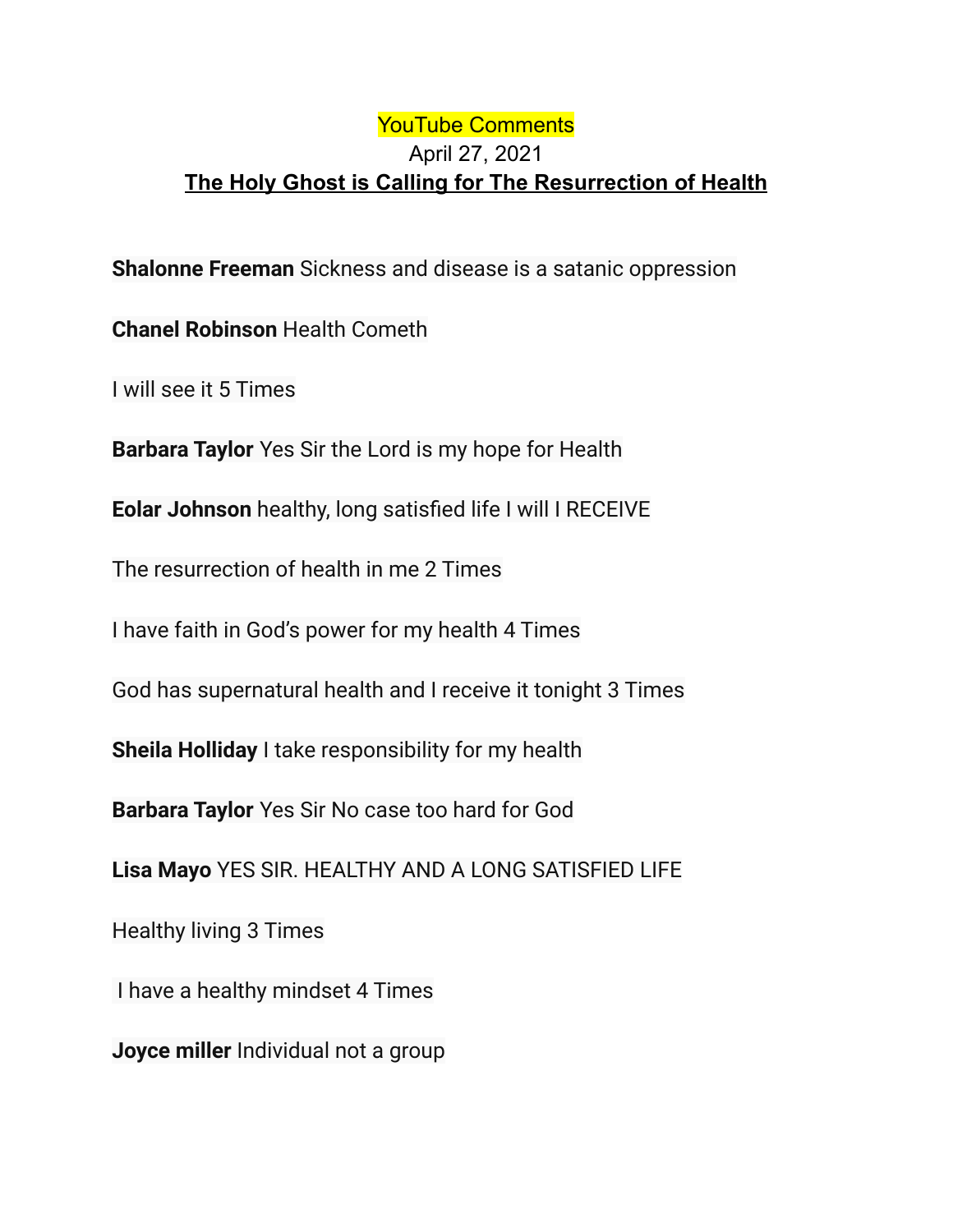YouTube Comments

April 27, 2021

**The Holy Ghost is Calling for The Resurrection of Health**

**Shalonne Freeman** Sickness and disease is a satanic oppression

**Chanel Robinson** Health Cometh

I will see it 5 Times

**Barbara Taylor** Yes Sir the Lord is my hope for Health

**Eolar Johnson** healthy, long satisfied life I will I RECEIVE

The resurrection of health in me 2 Times

I have faith in God's power for my health 4 Times

God has supernatural health and I receive it tonight 3 Times

**Sheila Holliday** I take responsibility for my health

**Barbara Taylor** Yes Sir No case too hard for God

**Lisa Mayo** YES SIR. HEALTHY AND A LONG SATISFIED LIFE

Healthy living 3 Times

I have a healthy mindset 4 Times

**Joyce miller** Individual not a group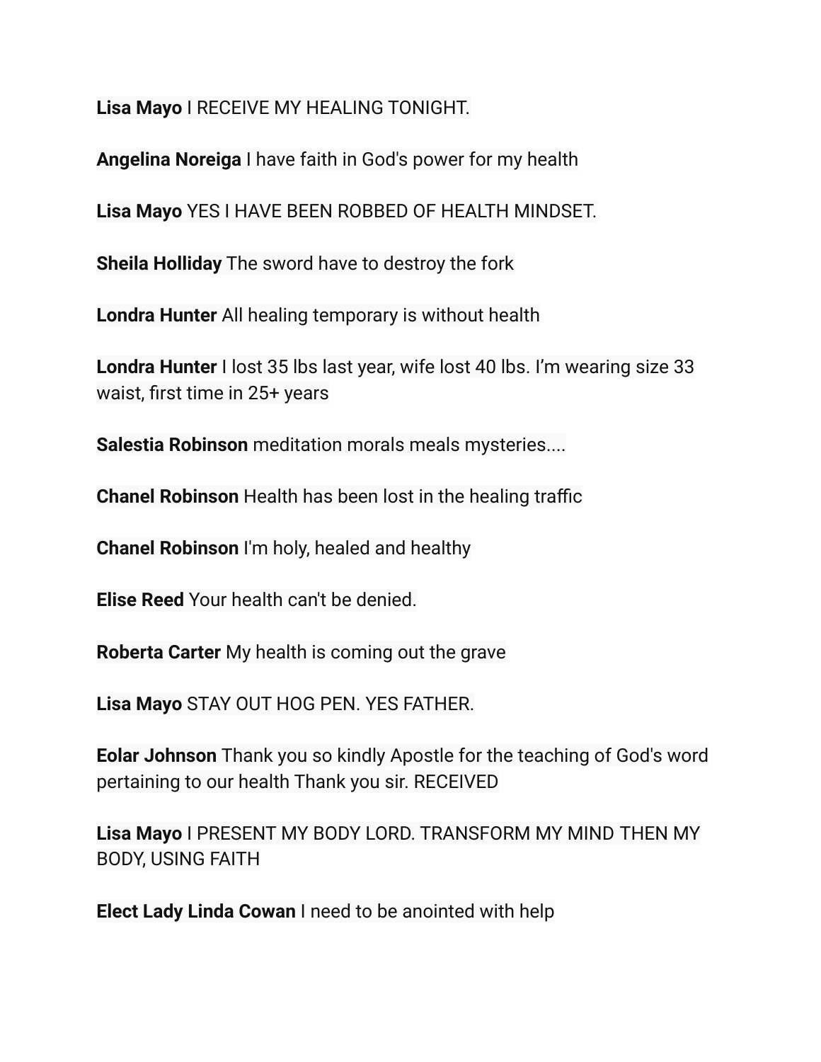**Lisa Mayo** I RECEIVE MY HEALING TONIGHT.

**Angelina Noreiga** I have faith in God's power for my health

**Lisa Mayo** YES I HAVE BEEN ROBBED OF HEALTH MINDSET.

**Sheila Holliday** The sword have to destroy the fork

**Londra Hunter** All healing temporary is without health

**Londra Hunter** I lost 35 lbs last year, wife lost 40 lbs. I'm wearing size 33 waist, first time in 25+ years

**Salestia Robinson** meditation morals meals mysteries....

**Chanel Robinson** Health has been lost in the healing traffic

**Chanel Robinson** I'm holy, healed and healthy

**Elise Reed** Your health can't be denied.

**Roberta Carter** My health is coming out the grave

**Lisa Mayo** STAY OUT HOG PEN. YES FATHER.

**Eolar Johnson** Thank you so kindly Apostle for the teaching of God's word pertaining to our health Thank you sir. RECEIVED

**Lisa Mayo** I PRESENT MY BODY LORD. TRANSFORM MY MIND THEN MY BODY, USING FAITH

**Elect Lady Linda Cowan** I need to be anointed with help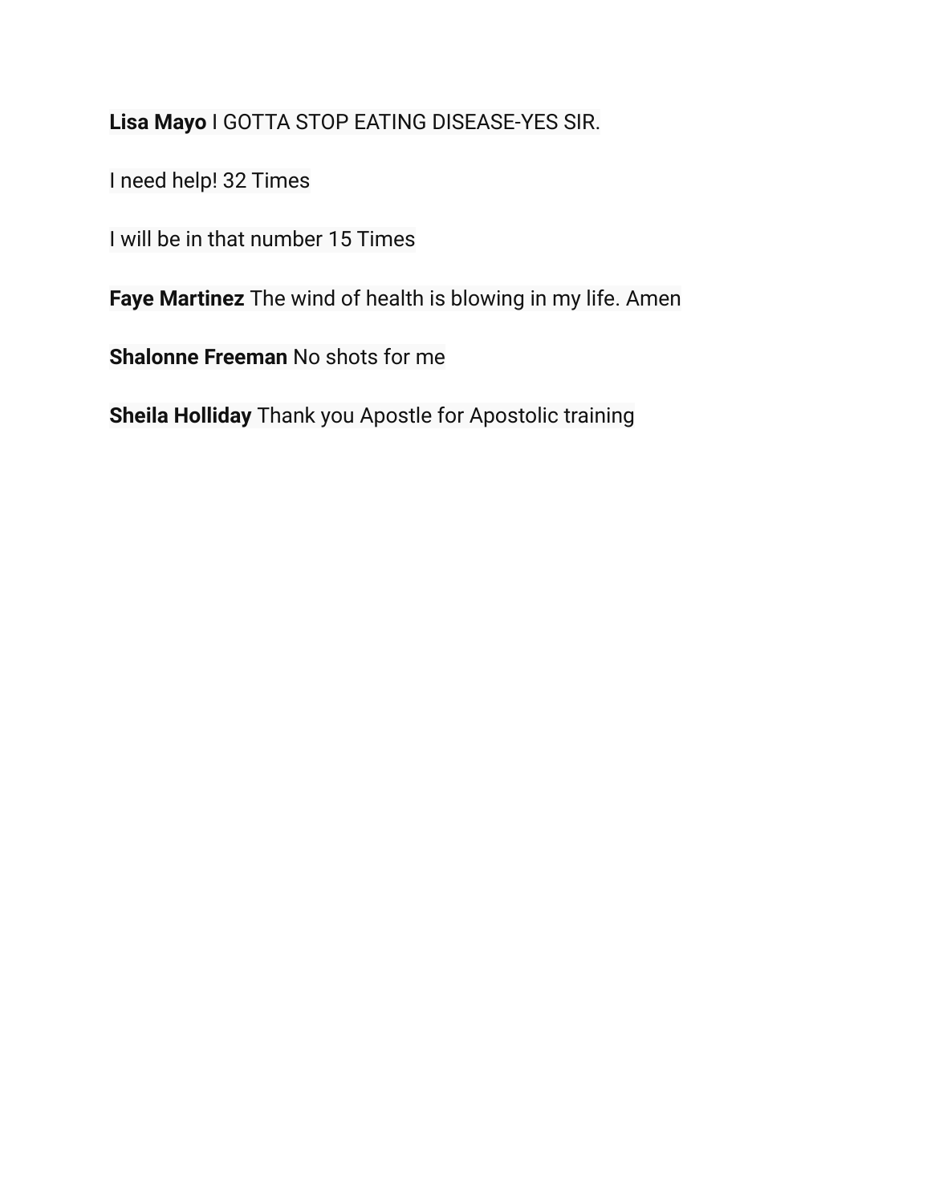**Lisa Mayo** I GOTTA STOP EATING DISEASE-YES SIR.

I need help! 32 Times

I will be in that number 15 Times

**Faye Martinez** The wind of health is blowing in my life. Amen

**Shalonne Freeman** No shots for me

**Sheila Holliday** Thank you Apostle for Apostolic training